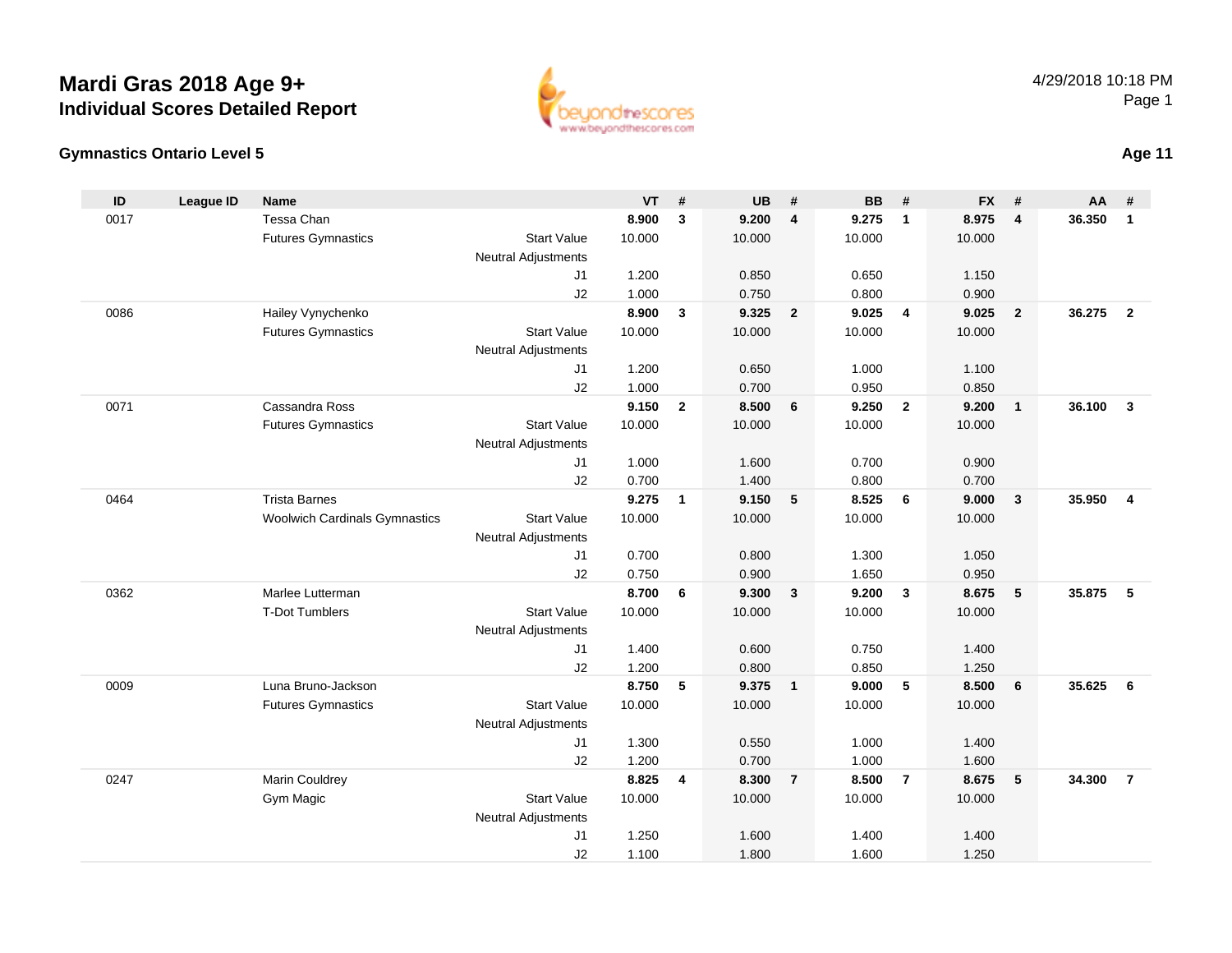# Mardi Gras 2018 Age 9+
## Individual Scores Detailed Report

4/29/2018 10:18 PM

### Gymnastics Ontario Level 5

**Age 11**

| ID | League ID | Name | | VT | # | UB | # | BB | # | FX | # | AA | # |
|---|---|---|---|---|---|---|---|---|---|---|---|---|---|
| 0017 | | Tessa Chan | | **8.900** | **3** | **9.200** | **4** | **9.275** | **1** | **8.975** | **4** | **36.350** | **1** |
| | | Futures Gymnastics | Start Value | 10.000 | | 10.000 | | 10.000 | | 10.000 | | | |
| | | | Neutral Adjustments | | | | | | | | | | |
| | | | J1 | 1.200 | | 0.850 | | 0.650 | | 1.150 | | | |
| | | | J2 | 1.000 | | 0.750 | | 0.800 | | 0.900 | | | |
| 0086 | | Hailey Vynychenko | | **8.900** | **3** | **9.325** | **2** | **9.025** | **4** | **9.025** | **2** | **36.275** | **2** |
| | | Futures Gymnastics | Start Value | 10.000 | | 10.000 | | 10.000 | | 10.000 | | | |
| | | | Neutral Adjustments | | | | | | | | | | |
| | | | J1 | 1.200 | | 0.650 | | 1.000 | | 1.100 | | | |
| | | | J2 | 1.000 | | 0.700 | | 0.950 | | 0.850 | | | |
| 0071 | | Cassandra Ross | | **9.150** | **2** | **8.500** | **6** | **9.250** | **2** | **9.200** | **1** | **36.100** | **3** |
| | | Futures Gymnastics | Start Value | 10.000 | | 10.000 | | 10.000 | | 10.000 | | | |
| | | | Neutral Adjustments | | | | | | | | | | |
| | | | J1 | 1.000 | | 1.600 | | 0.700 | | 0.900 | | | |
| | | | J2 | 0.700 | | 1.400 | | 0.800 | | 0.700 | | | |
| 0464 | | Trista Barnes | | **9.275** | **1** | **9.150** | **5** | **8.525** | **6** | **9.000** | **3** | **35.950** | **4** |
| | | Woolwich Cardinals Gymnastics | Start Value | 10.000 | | 10.000 | | 10.000 | | 10.000 | | | |
| | | | Neutral Adjustments | | | | | | | | | | |
| | | | J1 | 0.700 | | 0.800 | | 1.300 | | 1.050 | | | |
| | | | J2 | 0.750 | | 0.900 | | 1.650 | | 0.950 | | | |
| 0362 | | Marlee Lutterman | | **8.700** | **6** | **9.300** | **3** | **9.200** | **3** | **8.675** | **5** | **35.875** | **5** |
| | | T-Dot Tumblers | Start Value | 10.000 | | 10.000 | | 10.000 | | 10.000 | | | |
| | | | Neutral Adjustments | | | | | | | | | | |
| | | | J1 | 1.400 | | 0.600 | | 0.750 | | 1.400 | | | |
| | | | J2 | 1.200 | | 0.800 | | 0.850 | | 1.250 | | | |
| 0009 | | Luna Bruno-Jackson | | **8.750** | **5** | **9.375** | **1** | **9.000** | **5** | **8.500** | **6** | **35.625** | **6** |
| | | Futures Gymnastics | Start Value | 10.000 | | 10.000 | | 10.000 | | 10.000 | | | |
| | | | Neutral Adjustments | | | | | | | | | | |
| | | | J1 | 1.300 | | 0.550 | | 1.000 | | 1.400 | | | |
| | | | J2 | 1.200 | | 0.700 | | 1.000 | | 1.600 | | | |
| 0247 | | Marin Couldrey | | **8.825** | **4** | **8.300** | **7** | **8.500** | **7** | **8.675** | **5** | **34.300** | **7** |
| | | Gym Magic | Start Value | 10.000 | | 10.000 | | 10.000 | | 10.000 | | | |
| | | | Neutral Adjustments | | | | | | | | | | |
| | | | J1 | 1.250 | | 1.600 | | 1.400 | | 1.400 | | | |
| | | | J2 | 1.100 | | 1.800 | | 1.600 | | 1.250 | | | |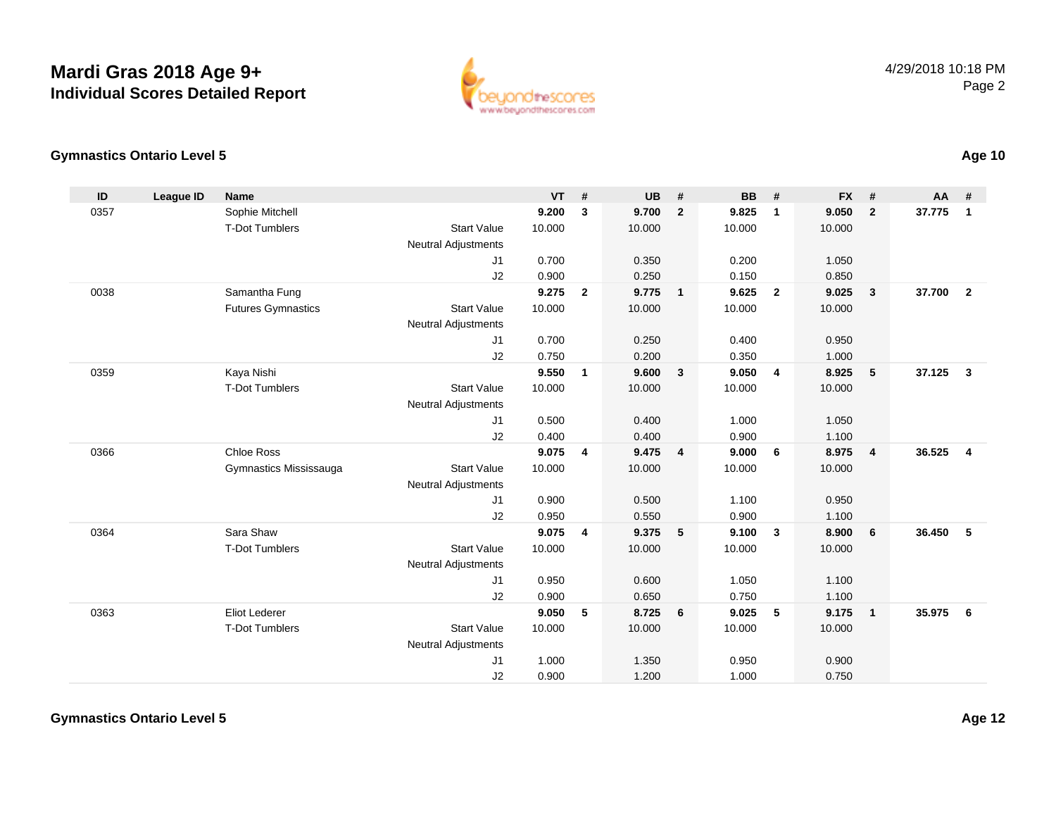# Mardi Gras 2018 Age 9+
## Individual Scores Detailed Report

4/29/2018 10:18 PM

### Gymnastics Ontario Level 5

**Age 10**

| ID | League ID | Name | | VT | # | UB | # | BB | # | FX | # | AA | # |
|---|---|---|---|---|---|---|---|---|---|---|---|---|---|
| 0357 | | Sophie Mitchell | | **9.200** | **3** | **9.700** | **2** | **9.825** | **1** | **9.050** | **2** | **37.775** | **1** |
| | | T-Dot Tumblers | Start Value | 10.000 | | 10.000 | | 10.000 | | 10.000 | | | |
| | | | Neutral Adjustments | | | | | | | | | | |
| | | | J1 | 0.700 | | 0.350 | | 0.200 | | 1.050 | | | |
| | | | J2 | 0.900 | | 0.250 | | 0.150 | | 0.850 | | | |
| 0038 | | Samantha Fung | | **9.275** | **2** | **9.775** | **1** | **9.625** | **2** | **9.025** | **3** | **37.700** | **2** |
| | | Futures Gymnastics | Start Value | 10.000 | | 10.000 | | 10.000 | | 10.000 | | | |
| | | | Neutral Adjustments | | | | | | | | | | |
| | | | J1 | 0.700 | | 0.250 | | 0.400 | | 0.950 | | | |
| | | | J2 | 0.750 | | 0.200 | | 0.350 | | 1.000 | | | |
| 0359 | | Kaya Nishi | | **9.550** | **1** | **9.600** | **3** | **9.050** | **4** | **8.925** | **5** | **37.125** | **3** |
| | | T-Dot Tumblers | Start Value | 10.000 | | 10.000 | | 10.000 | | 10.000 | | | |
| | | | Neutral Adjustments | | | | | | | | | | |
| | | | J1 | 0.500 | | 0.400 | | 1.000 | | 1.050 | | | |
| | | | J2 | 0.400 | | 0.400 | | 0.900 | | 1.100 | | | |
| 0366 | | Chloe Ross | | **9.075** | **4** | **9.475** | **4** | **9.000** | **6** | **8.975** | **4** | **36.525** | **4** |
| | | Gymnastics Mississauga | Start Value | 10.000 | | 10.000 | | 10.000 | | 10.000 | | | |
| | | | Neutral Adjustments | | | | | | | | | | |
| | | | J1 | 0.900 | | 0.500 | | 1.100 | | 0.950 | | | |
| | | | J2 | 0.950 | | 0.550 | | 0.900 | | 1.100 | | | |
| 0364 | | Sara Shaw | | **9.075** | **4** | **9.375** | **5** | **9.100** | **3** | **8.900** | **6** | **36.450** | **5** |
| | | T-Dot Tumblers | Start Value | 10.000 | | 10.000 | | 10.000 | | 10.000 | | | |
| | | | Neutral Adjustments | | | | | | | | | | |
| | | | J1 | 0.950 | | 0.600 | | 1.050 | | 1.100 | | | |
| | | | J2 | 0.900 | | 0.650 | | 0.750 | | 1.100 | | | |
| 0363 | | Eliot Lederer | | **9.050** | **5** | **8.725** | **6** | **9.025** | **5** | **9.175** | **1** | **35.975** | **6** |
| | | T-Dot Tumblers | Start Value | 10.000 | | 10.000 | | 10.000 | | 10.000 | | | |
| | | | Neutral Adjustments | | | | | | | | | | |
| | | | J1 | 1.000 | | 1.350 | | 0.950 | | 0.900 | | | |
| | | | J2 | 0.900 | | 1.200 | | 1.000 | | 0.750 | | | |

### Gymnastics Ontario Level 5

**Age 12**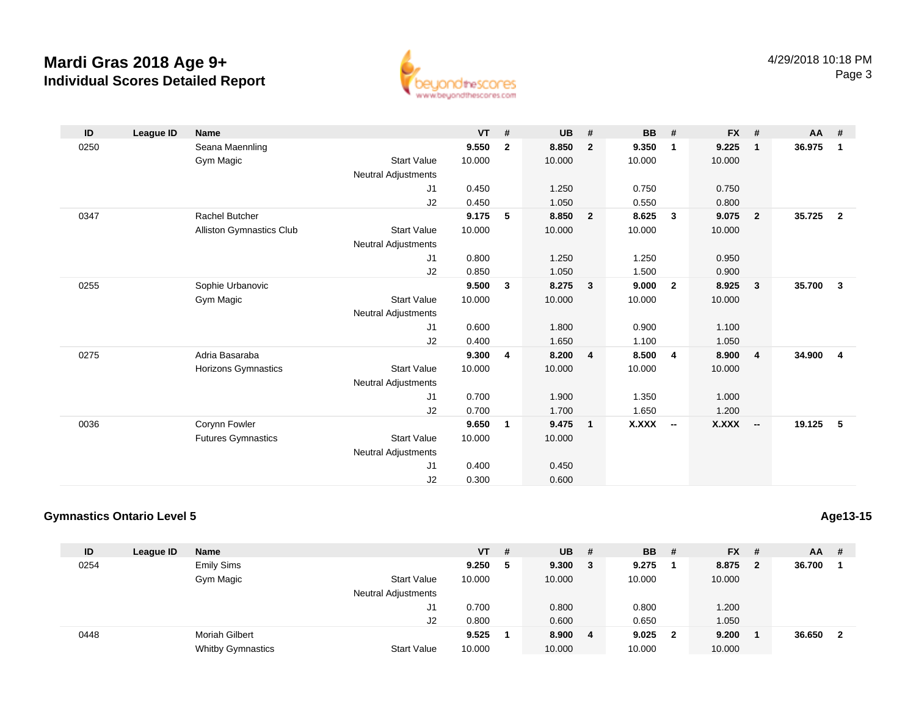# Mardi Gras 2018 Age 9+
## Individual Scores Detailed Report

| ID | League ID | Name | | VT | # | UB | # | BB | # | FX | # | AA | # |
|---|---|---|---|---|---|---|---|---|---|---|---|---|---|
| 0250 | | Seana Maennling | | **9.550** | **2** | **8.850** | **2** | **9.350** | **1** | **9.225** | **1** | **36.975** | **1** |
| | | Gym Magic | Start Value | 10.000 | | 10.000 | | 10.000 | | 10.000 | | | |
| | | | Neutral Adjustments | | | | | | | | | | |
| | | | J1 | 0.450 | | 1.250 | | 0.750 | | 0.750 | | | |
| | | | J2 | 0.450 | | 1.050 | | 0.550 | | 0.800 | | | |
| 0347 | | Rachel Butcher | | **9.175** | **5** | **8.850** | **2** | **8.625** | **3** | **9.075** | **2** | **35.725** | **2** |
| | | Alliston Gymnastics Club | Start Value | 10.000 | | 10.000 | | 10.000 | | 10.000 | | | |
| | | | Neutral Adjustments | | | | | | | | | | |
| | | | J1 | 0.800 | | 1.250 | | 1.250 | | 0.950 | | | |
| | | | J2 | 0.850 | | 1.050 | | 1.500 | | 0.900 | | | |
| 0255 | | Sophie Urbanovic | | **9.500** | **3** | **8.275** | **3** | **9.000** | **2** | **8.925** | **3** | **35.700** | **3** |
| | | Gym Magic | Start Value | 10.000 | | 10.000 | | 10.000 | | 10.000 | | | |
| | | | Neutral Adjustments | | | | | | | | | | |
| | | | J1 | 0.600 | | 1.800 | | 0.900 | | 1.100 | | | |
| | | | J2 | 0.400 | | 1.650 | | 1.100 | | 1.050 | | | |
| 0275 | | Adria Basaraba | | **9.300** | **4** | **8.200** | **4** | **8.500** | **4** | **8.900** | **4** | **34.900** | **4** |
| | | Horizons Gymnastics | Start Value | 10.000 | | 10.000 | | 10.000 | | 10.000 | | | |
| | | | Neutral Adjustments | | | | | | | | | | |
| | | | J1 | 0.700 | | 1.900 | | 1.350 | | 1.000 | | | |
| | | | J2 | 0.700 | | 1.700 | | 1.650 | | 1.200 | | | |
| 0036 | | Corynn Fowler | | **9.650** | **1** | **9.475** | **1** | **X.XXX** | **--** | **X.XXX** | **--** | **19.125** | **5** |
| | | Futures Gymnastics | Start Value | 10.000 | | 10.000 | | | | | | | |
| | | | Neutral Adjustments | | | | | | | | | | |
| | | | J1 | 0.400 | | 0.450 | | | | | | | |
| | | | J2 | 0.300 | | 0.600 | | | | | | | |

### Gymnastics Ontario Level 5

**Age13-15**

| ID | League ID | Name | | VT | # | UB | # | BB | # | FX | # | AA | # |
|---|---|---|---|---|---|---|---|---|---|---|---|---|---|
| 0254 | | Emily Sims | | **9.250** | **5** | **9.300** | **3** | **9.275** | **1** | **8.875** | **2** | **36.700** | **1** |
| | | Gym Magic | Start Value | 10.000 | | 10.000 | | 10.000 | | 10.000 | | | |
| | | | Neutral Adjustments | | | | | | | | | | |
| | | | J1 | 0.700 | | 0.800 | | 0.800 | | 1.200 | | | |
| | | | J2 | 0.800 | | 0.600 | | 0.650 | | 1.050 | | | |
| 0448 | | Moriah Gilbert | | **9.525** | **1** | **8.900** | **4** | **9.025** | **2** | **9.200** | **1** | **36.650** | **2** |
| | | Whitby Gymnastics | Start Value | 10.000 | | 10.000 | | 10.000 | | 10.000 | | | |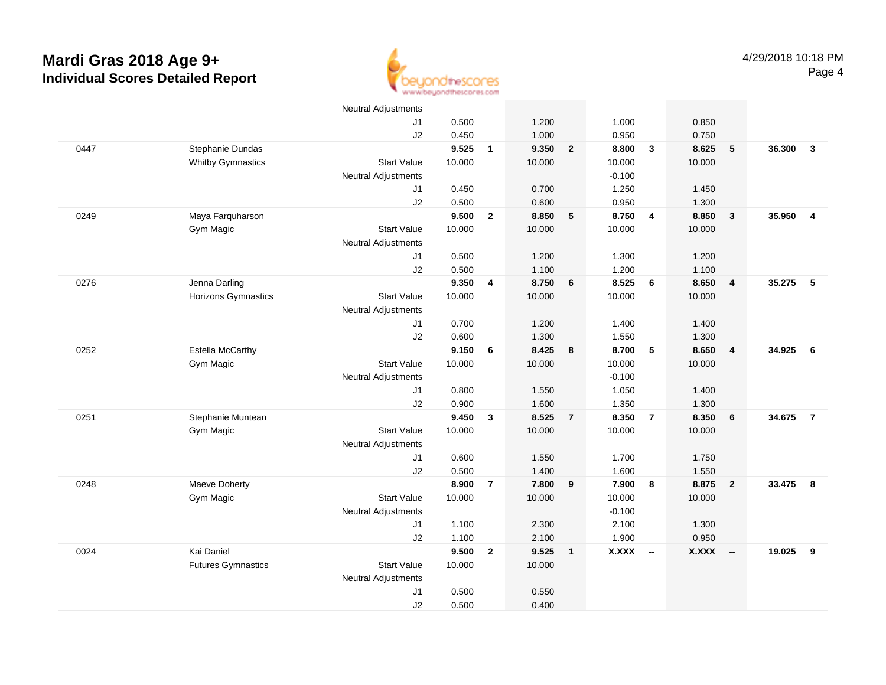# Mardi Gras 2018 Age 9+

## Individual Scores Detailed Report

4/29/2018 10:18 PM

| | | | | | | | | | | | | |
|---|---|---|---|---|---|---|---|---|---|---|---|---|
| | | Neutral Adjustments | | | | | | | | | | |
| | | J1 | 0.500 | | 1.200 | | 1.000 | | 0.850 | | | |
| | | J2 | 0.450 | | 1.000 | | 0.950 | | 0.750 | | | |
| 0447 | Stephanie Dundas | | **9.525** | **1** | **9.350** | **2** | **8.800** | **3** | **8.625** | **5** | **36.300** | **3** |
| | Whitby Gymnastics | Start Value | 10.000 | | 10.000 | | 10.000 | | 10.000 | | | |
| | | Neutral Adjustments | | | | | -0.100 | | | | | |
| | | J1 | 0.450 | | 0.700 | | 1.250 | | 1.450 | | | |
| | | J2 | 0.500 | | 0.600 | | 0.950 | | 1.300 | | | |
| 0249 | Maya Farquharson | | **9.500** | **2** | **8.850** | **5** | **8.750** | **4** | **8.850** | **3** | **35.950** | **4** |
| | Gym Magic | Start Value | 10.000 | | 10.000 | | 10.000 | | 10.000 | | | |
| | | Neutral Adjustments | | | | | | | | | | |
| | | J1 | 0.500 | | 1.200 | | 1.300 | | 1.200 | | | |
| | | J2 | 0.500 | | 1.100 | | 1.200 | | 1.100 | | | |
| 0276 | Jenna Darling | | **9.350** | **4** | **8.750** | **6** | **8.525** | **6** | **8.650** | **4** | **35.275** | **5** |
| | Horizons Gymnastics | Start Value | 10.000 | | 10.000 | | 10.000 | | 10.000 | | | |
| | | Neutral Adjustments | | | | | | | | | | |
| | | J1 | 0.700 | | 1.200 | | 1.400 | | 1.400 | | | |
| | | J2 | 0.600 | | 1.300 | | 1.550 | | 1.300 | | | |
| 0252 | Estella McCarthy | | **9.150** | **6** | **8.425** | **8** | **8.700** | **5** | **8.650** | **4** | **34.925** | **6** |
| | Gym Magic | Start Value | 10.000 | | 10.000 | | 10.000 | | 10.000 | | | |
| | | Neutral Adjustments | | | | | -0.100 | | | | | |
| | | J1 | 0.800 | | 1.550 | | 1.050 | | 1.400 | | | |
| | | J2 | 0.900 | | 1.600 | | 1.350 | | 1.300 | | | |
| 0251 | Stephanie Muntean | | **9.450** | **3** | **8.525** | **7** | **8.350** | **7** | **8.350** | **6** | **34.675** | **7** |
| | Gym Magic | Start Value | 10.000 | | 10.000 | | 10.000 | | 10.000 | | | |
| | | Neutral Adjustments | | | | | | | | | | |
| | | J1 | 0.600 | | 1.550 | | 1.700 | | 1.750 | | | |
| | | J2 | 0.500 | | 1.400 | | 1.600 | | 1.550 | | | |
| 0248 | Maeve Doherty | | **8.900** | **7** | **7.800** | **9** | **7.900** | **8** | **8.875** | **2** | **33.475** | **8** |
| | Gym Magic | Start Value | 10.000 | | 10.000 | | 10.000 | | 10.000 | | | |
| | | Neutral Adjustments | | | | | -0.100 | | | | | |
| | | J1 | 1.100 | | 2.300 | | 2.100 | | 1.300 | | | |
| | | J2 | 1.100 | | 2.100 | | 1.900 | | 0.950 | | | |
| 0024 | Kai Daniel | | **9.500** | **2** | **9.525** | **1** | **X.XXX** | **--** | **X.XXX** | **--** | **19.025** | **9** |
| | Futures Gymnastics | Start Value | 10.000 | | 10.000 | | | | | | | |
| | | Neutral Adjustments | | | | | | | | | | |
| | | J1 | 0.500 | | 0.550 | | | | | | | |
| | | J2 | 0.500 | | 0.400 | | | | | | | |